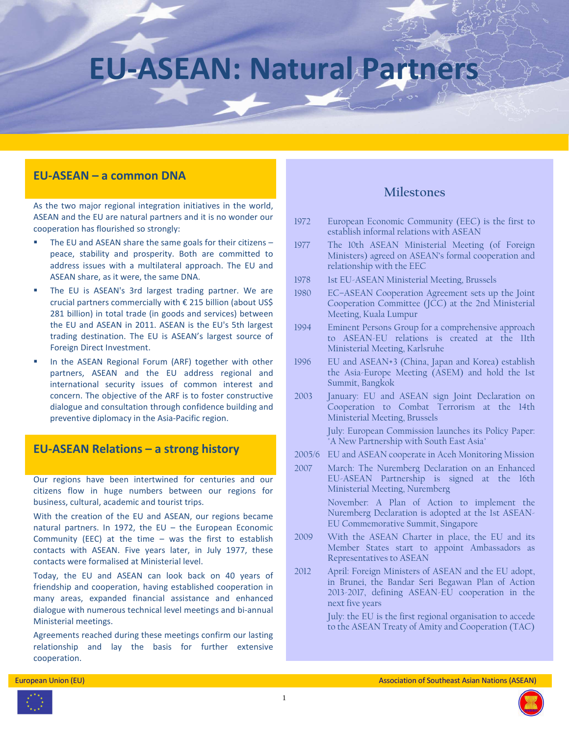# EU-ASEAN: Natural Partners

## EU-ASEAN – a common DNA

As the two major regional integration initiatives in the world, ASEAN and the EU are natural partners and it is no wonder our cooperation has flourished so strongly:

- The EU and ASEAN share the same goals for their citizens – peace, stability and prosperity. Both are committed to address issues with a multilateral approach. The EU and ASEAN share, as it were, the same DNA.
- The EU is ASEAN's 3rd largest trading partner. We are crucial partners commercially with € 215 billion (about US$ 281 billion) in total trade (in goods and services) between the EU and ASEAN in 2011. ASEAN is the EU's 5th largest trading destination. The EU is ASEAN's largest source of Foreign Direct Investment.
- In the ASEAN Regional Forum (ARF) together with other partners, ASEAN and the EU address regional and international security issues of common interest and concern. The objective of the ARF is to foster constructive dialogue and consultation through confidence building and preventive diplomacy in the Asia-Pacific region.

## EU-ASEAN Relations – a strong history

Our regions have been intertwined for centuries and our citizens flow in huge numbers between our regions for business, cultural, academic and tourist trips.

With the creation of the EU and ASEAN, our regions became natural partners. In 1972, the EU – the European Economic Community (EEC) at the time – was the first to establish contacts with ASEAN. Five years later, in July 1977, these contacts were formalised at Ministerial level.

Today, the EU and ASEAN can look back on 40 years of friendship and cooperation, having established cooperation in many areas, expanded financial assistance and enhanced dialogue with numerous technical level meetings and bi-annual Ministerial meetings.

Agreements reached during these meetings confirm our lasting relationship and lay the basis for further extensive cooperation.

## Milestones

| | |
|---|---|
| 1972 | European Economic Community (EEC) is the first to establish informal relations with ASEAN |
| 1977 | The 10th ASEAN Ministerial Meeting (of Foreign Ministers) agreed on ASEAN's formal cooperation and relationship with the EEC |
| 1978 | 1st EU-ASEAN Ministerial Meeting, Brussels |
| 1980 | EC–ASEAN Cooperation Agreement sets up the Joint Cooperation Committee (JCC) at the 2nd Ministerial Meeting, Kuala Lumpur |
| 1994 | Eminent Persons Group for a comprehensive approach to ASEAN-EU relations is created at the 11th Ministerial Meeting, Karlsruhe |
| 1996 | EU and ASEAN+3 (China, Japan and Korea) establish the Asia-Europe Meeting (ASEM) and hold the 1st Summit, Bangkok |
| 2003 | January: EU and ASEAN sign Joint Declaration on Cooperation to Combat Terrorism at the 14th Ministerial Meeting, Brussels |
| | July: European Commission launches its Policy Paper: "A New Partnership with South East Asia" |
| 2005/6 | EU and ASEAN cooperate in Aceh Monitoring Mission |
| 2007 | March: The Nuremberg Declaration on an Enhanced EU-ASEAN Partnership is signed at the 16th Ministerial Meeting, Nuremberg |
| | November: A Plan of Action to implement the Nuremberg Declaration is adopted at the 1st ASEAN-EU Commemorative Summit, Singapore |
| 2009 | With the ASEAN Charter in place, the EU and its Member States start to appoint Ambassadors as Representatives to ASEAN |
| 2012 | April: Foreign Ministers of ASEAN and the EU adopt, in Brunei, the Bandar Seri Begawan Plan of Action 2013-2017, defining ASEAN-EU cooperation in the next five years |
| | July: the EU is the first regional organisation to accede to the ASEAN Treaty of Amity and Cooperation (TAC) |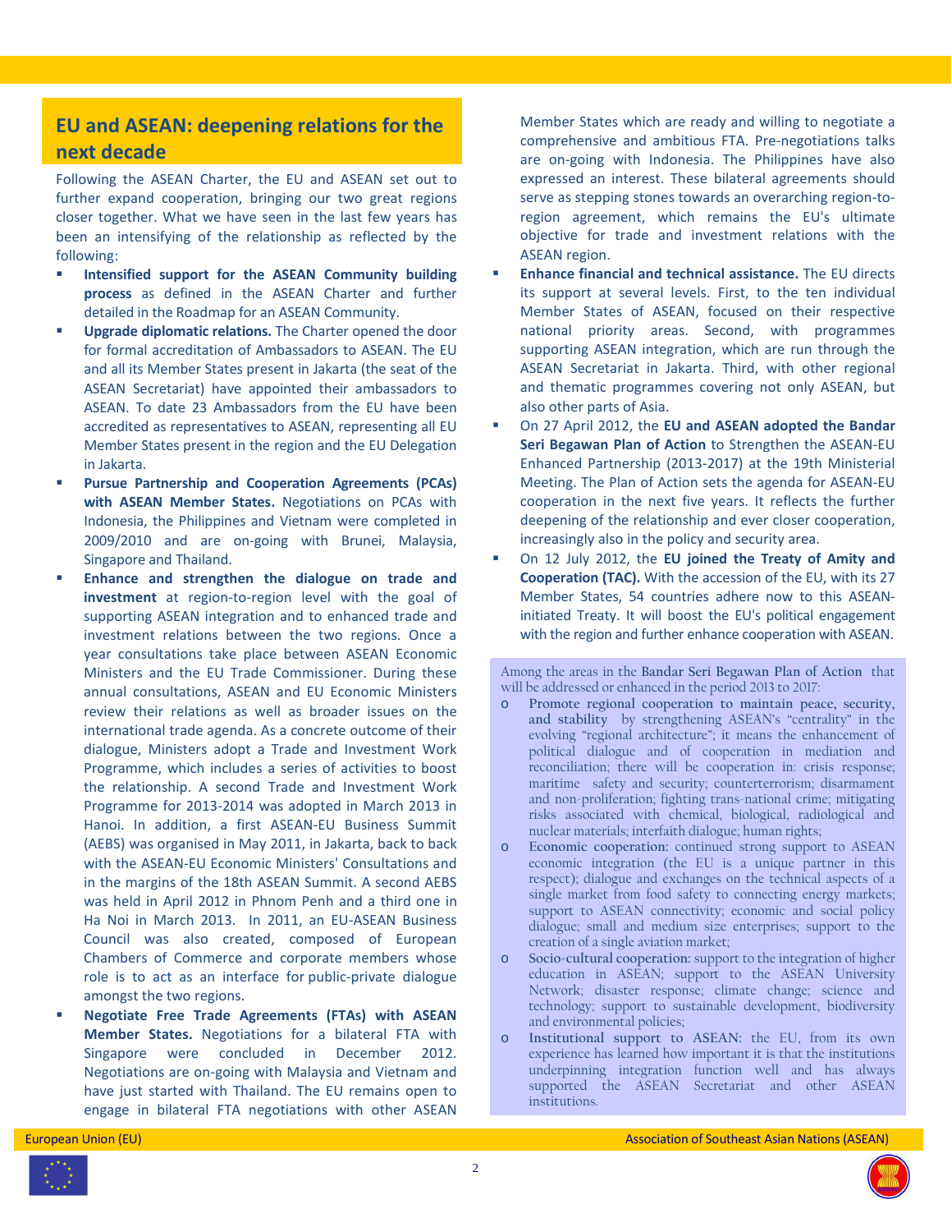## EU and ASEAN: deepening relations for the next decade

Following the ASEAN Charter, the EU and ASEAN set out to further expand cooperation, bringing our two great regions closer together. What we have seen in the last few years has been an intensifying of the relationship as reflected by the following:

- **Intensified support for the ASEAN Community building process** as defined in the ASEAN Charter and further detailed in the Roadmap for an ASEAN Community.
- **Upgrade diplomatic relations.** The Charter opened the door for formal accreditation of Ambassadors to ASEAN. The EU and all its Member States present in Jakarta (the seat of the ASEAN Secretariat) have appointed their ambassadors to ASEAN. To date 23 Ambassadors from the EU have been accredited as representatives to ASEAN, representing all EU Member States present in the region and the EU Delegation in Jakarta.
- **Pursue Partnership and Cooperation Agreements (PCAs) with ASEAN Member States.** Negotiations on PCAs with Indonesia, the Philippines and Vietnam were completed in 2009/2010 and are on-going with Brunei, Malaysia, Singapore and Thailand.
- **Enhance and strengthen the dialogue on trade and investment** at region-to-region level with the goal of supporting ASEAN integration and to enhanced trade and investment relations between the two regions. Once a year consultations take place between ASEAN Economic Ministers and the EU Trade Commissioner. During these annual consultations, ASEAN and EU Economic Ministers review their relations as well as broader issues on the international trade agenda. As a concrete outcome of their dialogue, Ministers adopt a Trade and Investment Work Programme, which includes a series of activities to boost the relationship. A second Trade and Investment Work Programme for 2013-2014 was adopted in March 2013 in Hanoi. In addition, a first ASEAN-EU Business Summit (AEBS) was organised in May 2011, in Jakarta, back to back with the ASEAN-EU Economic Ministers' Consultations and in the margins of the 18th ASEAN Summit. A second AEBS was held in April 2012 in Phnom Penh and a third one in Ha Noi in March 2013. In 2011, an EU-ASEAN Business Council was also created, composed of European Chambers of Commerce and corporate members whose role is to act as an interface for public-private dialogue amongst the two regions.
- **Negotiate Free Trade Agreements (FTAs) with ASEAN Member States.** Negotiations for a bilateral FTA with Singapore were concluded in December 2012. Negotiations are on-going with Malaysia and Vietnam and have just started with Thailand. The EU remains open to engage in bilateral FTA negotiations with other ASEAN Member States which are ready and willing to negotiate a comprehensive and ambitious FTA. Pre-negotiations talks are on-going with Indonesia. The Philippines have also expressed an interest. These bilateral agreements should serve as stepping stones towards an overarching region-to-region agreement, which remains the EU's ultimate objective for trade and investment relations with the ASEAN region.
- **Enhance financial and technical assistance.** The EU directs its support at several levels. First, to the ten individual Member States of ASEAN, focused on their respective national priority areas. Second, with programmes supporting ASEAN integration, which are run through the ASEAN Secretariat in Jakarta. Third, with other regional and thematic programmes covering not only ASEAN, but also other parts of Asia.
- On 27 April 2012, the **EU and ASEAN adopted the Bandar Seri Begawan Plan of Action** to Strengthen the ASEAN-EU Enhanced Partnership (2013-2017) at the 19th Ministerial Meeting. The Plan of Action sets the agenda for ASEAN-EU cooperation in the next five years. It reflects the further deepening of the relationship and ever closer cooperation, increasingly also in the policy and security area.
- On 12 July 2012, the **EU joined the Treaty of Amity and Cooperation (TAC).** With the accession of the EU, with its 27 Member States, 54 countries adhere now to this ASEAN-initiated Treaty. It will boost the EU's political engagement with the region and further enhance cooperation with ASEAN.

Among the areas in the **Bandar Seri Begawan Plan of Action** that will be addressed or enhanced in the period 2013 to 2017:

- **Promote regional cooperation to maintain peace, security, and stability** by strengthening ASEAN's "centrality" in the evolving "regional architecture"; it means the enhancement of political dialogue and of cooperation in mediation and reconciliation; there will be cooperation in: crisis response; maritime safety and security; counterterrorism; disarmament and non-proliferation; fighting trans-national crime; mitigating risks associated with chemical, biological, radiological and nuclear materials; interfaith dialogue; human rights;
- **Economic cooperation:** continued strong support to ASEAN economic integration (the EU is a unique partner in this respect); dialogue and exchanges on the technical aspects of a single market from food safety to connecting energy markets; support to ASEAN connectivity; economic and social policy dialogue; small and medium size enterprises; support to the creation of a single aviation market;
- **Socio-cultural cooperation:** support to the integration of higher education in ASEAN; support to the ASEAN University Network; disaster response; climate change; science and technology; support to sustainable development, biodiversity and environmental policies;
- **Institutional support to ASEAN:** the EU, from its own experience has learned how important it is that the institutions underpinning integration function well and has always supported the ASEAN Secretariat and other ASEAN institutions.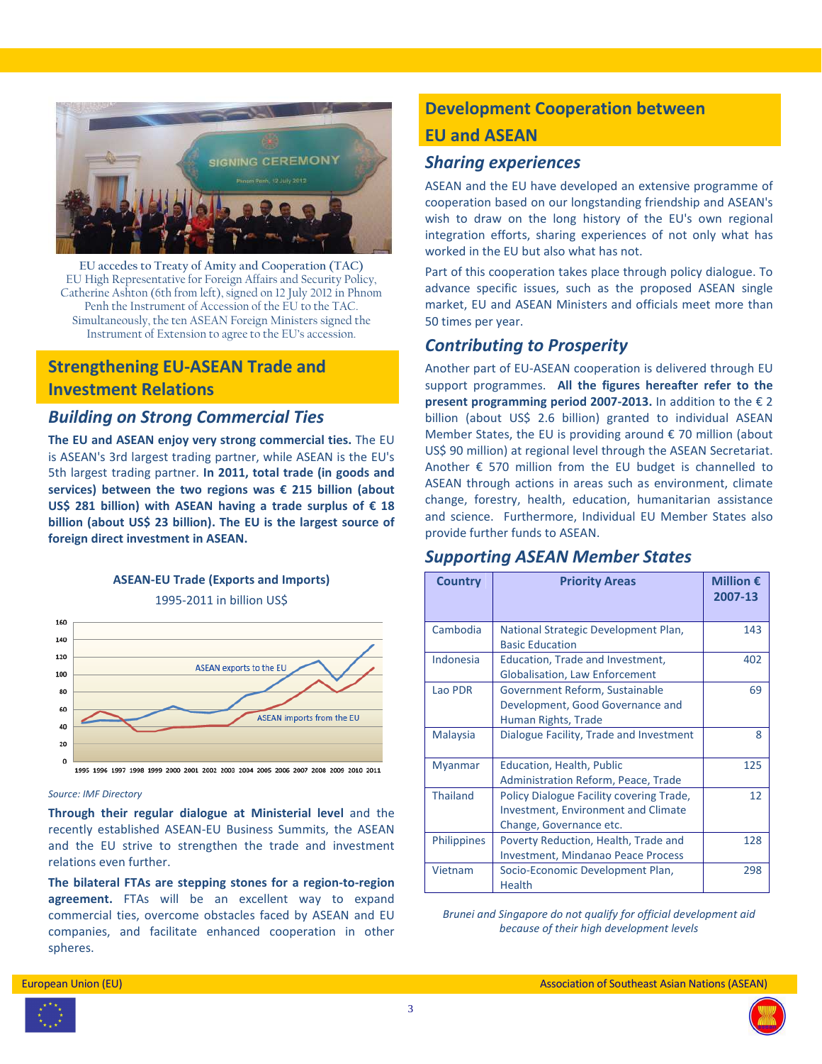**EU accedes to Treaty of Amity and Cooperation (TAC)**
EU High Representative for Foreign Affairs and Security Policy, Catherine Ashton (6th from left), signed on 12 July 2012 in Phnom Penh the Instrument of Accession of the EU to the TAC. Simultaneously, the ten ASEAN Foreign Ministers signed the Instrument of Extension to agree to the EU's accession.

## Strengthening EU-ASEAN Trade and Investment Relations

### Building on Strong Commercial Ties

**The EU and ASEAN enjoy very strong commercial ties.** The EU is ASEAN's 3rd largest trading partner, while ASEAN is the EU's 5th largest trading partner. **In 2011, total trade (in goods and services) between the two regions was € 215 billion (about US$ 281 billion) with ASEAN having a trade surplus of € 18 billion (about US$ 23 billion). The EU is the largest source of foreign direct investment in ASEAN.**

**ASEAN-EU Trade (Exports and Imports)**

1995-2011 in billion US$

*Source: IMF Directory*

**Through their regular dialogue at Ministerial level** and the recently established ASEAN-EU Business Summits, the ASEAN and the EU strive to strengthen the trade and investment relations even further.

**The bilateral FTAs are stepping stones for a region-to-region agreement.** FTAs will be an excellent way to expand commercial ties, overcome obstacles faced by ASEAN and EU companies, and facilitate enhanced cooperation in other spheres.

## Development Cooperation between EU and ASEAN

### Sharing experiences

ASEAN and the EU have developed an extensive programme of cooperation based on our longstanding friendship and ASEAN's wish to draw on the long history of the EU's own regional integration efforts, sharing experiences of not only what has worked in the EU but also what has not.

Part of this cooperation takes place through policy dialogue. To advance specific issues, such as the proposed ASEAN single market, EU and ASEAN Ministers and officials meet more than 50 times per year.

### Contributing to Prosperity

Another part of EU-ASEAN cooperation is delivered through EU support programmes. **All the figures hereafter refer to the present programming period 2007-2013.** In addition to the € 2 billion (about US$ 2.6 billion) granted to individual ASEAN Member States, the EU is providing around € 70 million (about US$ 90 million) at regional level through the ASEAN Secretariat. Another € 570 million from the EU budget is channelled to ASEAN through actions in areas such as environment, climate change, forestry, health, education, humanitarian assistance and science. Furthermore, Individual EU Member States also provide further funds to ASEAN.

### Supporting ASEAN Member States

| Country | Priority Areas | Million € 2007-13 |
|---|---|---|
| Cambodia | National Strategic Development Plan, Basic Education | 143 |
| Indonesia | Education, Trade and Investment, Globalisation, Law Enforcement | 402 |
| Lao PDR | Government Reform, Sustainable Development, Good Governance and Human Rights, Trade | 69 |
| Malaysia | Dialogue Facility, Trade and Investment | 8 |
| Myanmar | Education, Health, Public Administration Reform, Peace, Trade | 125 |
| Thailand | Policy Dialogue Facility covering Trade, Investment, Environment and Climate Change, Governance etc. | 12 |
| Philippines | Poverty Reduction, Health, Trade and Investment, Mindanao Peace Process | 128 |
| Vietnam | Socio-Economic Development Plan, Health | 298 |

*Brunei and Singapore do not qualify for official development aid because of their high development levels*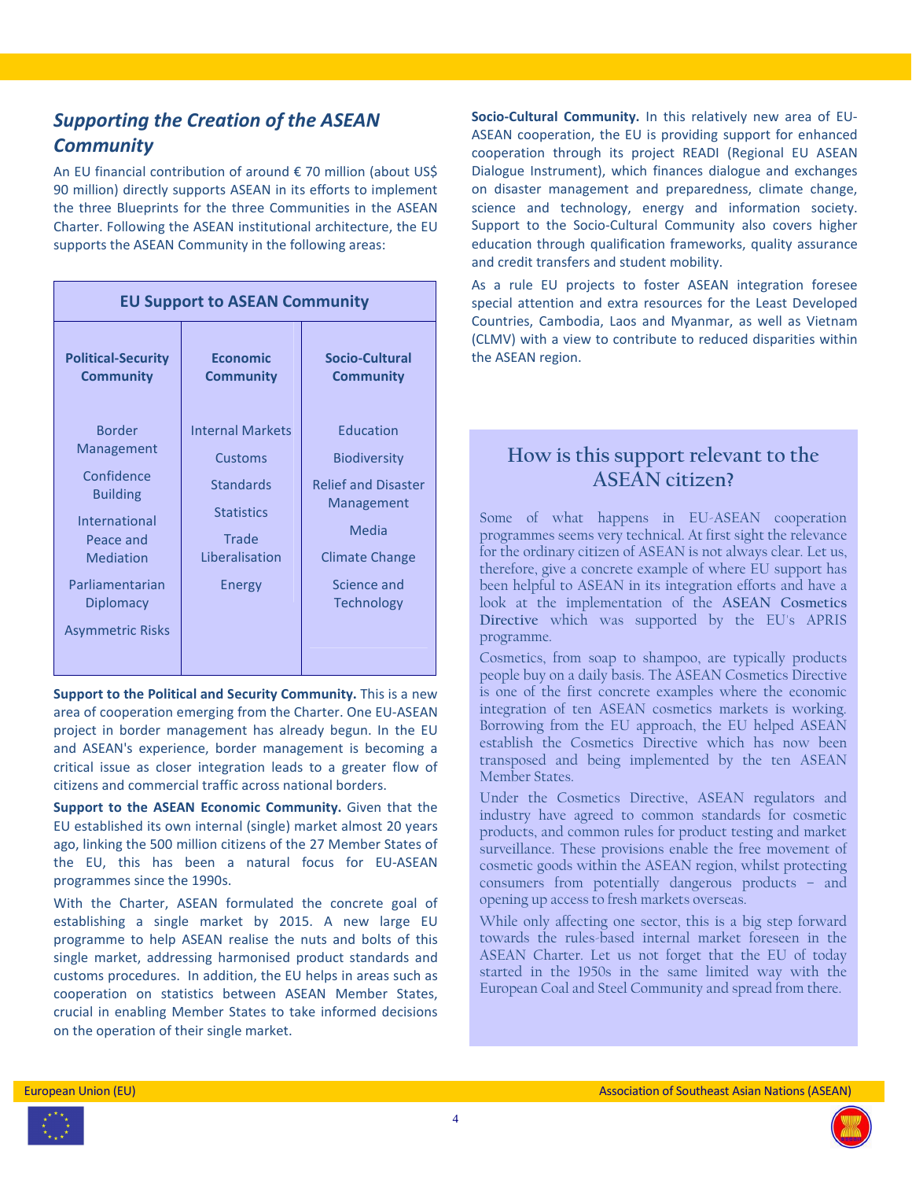## *Supporting the Creation of the ASEAN Community*

An EU financial contribution of around € 70 million (about US$ 90 million) directly supports ASEAN in its efforts to implement the three Blueprints for the three Communities in the ASEAN Charter. Following the ASEAN institutional architecture, the EU supports the ASEAN Community in the following areas:

| EU Support to ASEAN Community | | |
|---|---|---|
| **Political-Security Community** | **Economic Community** | **Socio-Cultural Community** |
| Border Management | Internal Markets | Education |
| Confidence Building | Customs | Biodiversity |
| International Peace and Mediation | Standards | Relief and Disaster Management |
| Parliamentarian Diplomacy | Statistics | Media |
| Asymmetric Risks | Trade Liberalisation | Climate Change |
| | Energy | Science and Technology |

**Support to the Political and Security Community.** This is a new area of cooperation emerging from the Charter. One EU-ASEAN project in border management has already begun. In the EU and ASEAN's experience, border management is becoming a critical issue as closer integration leads to a greater flow of citizens and commercial traffic across national borders.

**Support to the ASEAN Economic Community.** Given that the EU established its own internal (single) market almost 20 years ago, linking the 500 million citizens of the 27 Member States of the EU, this has been a natural focus for EU-ASEAN programmes since the 1990s.

With the Charter, ASEAN formulated the concrete goal of establishing a single market by 2015. A new large EU programme to help ASEAN realise the nuts and bolts of this single market, addressing harmonised product standards and customs procedures. In addition, the EU helps in areas such as cooperation on statistics between ASEAN Member States, crucial in enabling Member States to take informed decisions on the operation of their single market.

**Socio-Cultural Community.** In this relatively new area of EU-ASEAN cooperation, the EU is providing support for enhanced cooperation through its project READI (Regional EU ASEAN Dialogue Instrument), which finances dialogue and exchanges on disaster management and preparedness, climate change, science and technology, energy and information society. Support to the Socio-Cultural Community also covers higher education through qualification frameworks, quality assurance and credit transfers and student mobility.

As a rule EU projects to foster ASEAN integration foresee special attention and extra resources for the Least Developed Countries, Cambodia, Laos and Myanmar, as well as Vietnam (CLMV) with a view to contribute to reduced disparities within the ASEAN region.

### How is this support relevant to the ASEAN citizen?

Some of what happens in EU-ASEAN cooperation programmes seems very technical. At first sight the relevance for the ordinary citizen of ASEAN is not always clear. Let us, therefore, give a concrete example of where EU support has been helpful to ASEAN in its integration efforts and have a look at the implementation of the **ASEAN Cosmetics Directive** which was supported by the EU's APRIS programme.

Cosmetics, from soap to shampoo, are typically products people buy on a daily basis. The ASEAN Cosmetics Directive is one of the first concrete examples where the economic integration of ten ASEAN cosmetics markets is working. Borrowing from the EU approach, the EU helped ASEAN establish the Cosmetics Directive which has now been transposed and being implemented by the ten ASEAN Member States.

Under the Cosmetics Directive, ASEAN regulators and industry have agreed to common standards for cosmetic products, and common rules for product testing and market surveillance. These provisions enable the free movement of cosmetic goods within the ASEAN region, whilst protecting consumers from potentially dangerous products – and opening up access to fresh markets overseas.

While only affecting one sector, this is a big step forward towards the rules-based internal market foreseen in the ASEAN Charter. Let us not forget that the EU of today started in the 1950s in the same limited way with the European Coal and Steel Community and spread from there.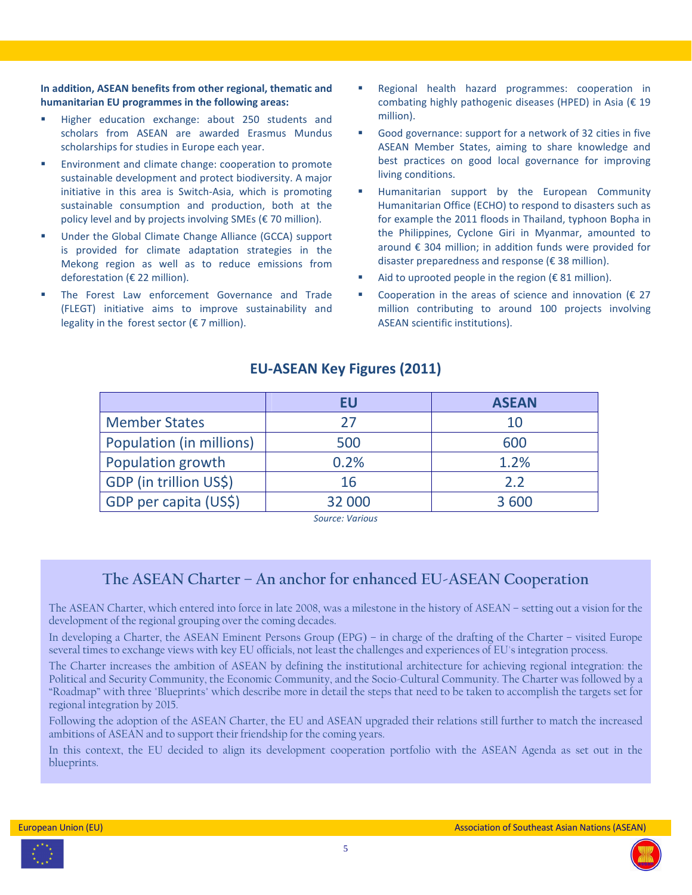**In addition, ASEAN benefits from other regional, thematic and humanitarian EU programmes in the following areas:**

- Higher education exchange: about 250 students and scholars from ASEAN are awarded Erasmus Mundus scholarships for studies in Europe each year.
- Environment and climate change: cooperation to promote sustainable development and protect biodiversity. A major initiative in this area is Switch-Asia, which is promoting sustainable consumption and production, both at the policy level and by projects involving SMEs (€ 70 million).
- Under the Global Climate Change Alliance (GCCA) support is provided for climate adaptation strategies in the Mekong region as well as to reduce emissions from deforestation (€ 22 million).
- The Forest Law enforcement Governance and Trade (FLEGT) initiative aims to improve sustainability and legality in the forest sector (€ 7 million).
- Regional health hazard programmes: cooperation in combating highly pathogenic diseases (HPED) in Asia (€ 19 million).
- Good governance: support for a network of 32 cities in five ASEAN Member States, aiming to share knowledge and best practices on good local governance for improving living conditions.
- Humanitarian support by the European Community Humanitarian Office (ECHO) to respond to disasters such as for example the 2011 floods in Thailand, typhoon Bopha in the Philippines, Cyclone Giri in Myanmar, amounted to around € 304 million; in addition funds were provided for disaster preparedness and response (€ 38 million).
- Aid to uprooted people in the region (€ 81 million).
- Cooperation in the areas of science and innovation (€ 27 million contributing to around 100 projects involving ASEAN scientific institutions).

## EU-ASEAN Key Figures (2011)

| | EU | ASEAN |
|---|---|---|
| Member States | 27 | 10 |
| Population (in millions) | 500 | 600 |
| Population growth | 0.2% | 1.2% |
| GDP (in trillion US$) | 16 | 2.2 |
| GDP per capita (US$) | 32 000 | 3 600 |

*Source: Various*

## The ASEAN Charter – An anchor for enhanced EU-ASEAN Cooperation

The ASEAN Charter, which entered into force in late 2008, was a milestone in the history of ASEAN – setting out a vision for the development of the regional grouping over the coming decades.

In developing a Charter, the ASEAN Eminent Persons Group (EPG) – in charge of the drafting of the Charter – visited Europe several times to exchange views with key EU officials, not least the challenges and experiences of EU's integration process.

The Charter increases the ambition of ASEAN by defining the institutional architecture for achieving regional integration: the Political and Security Community, the Economic Community, and the Socio-Cultural Community. The Charter was followed by a "Roadmap" with three 'Blueprints' which describe more in detail the steps that need to be taken to accomplish the targets set for regional integration by 2015.

Following the adoption of the ASEAN Charter, the EU and ASEAN upgraded their relations still further to match the increased ambitions of ASEAN and to support their friendship for the coming years.

In this context, the EU decided to align its development cooperation portfolio with the ASEAN Agenda as set out in the blueprints.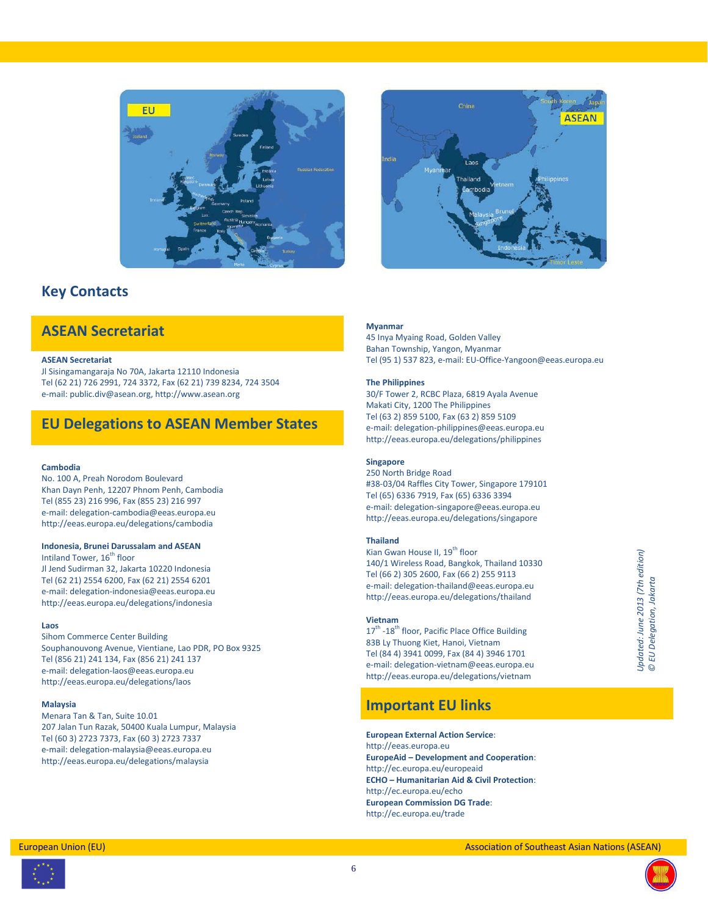## Key Contacts

### ASEAN Secretariat

**ASEAN Secretariat**
Jl Sisingamangaraja No 70A, Jakarta 12110 Indonesia
Tel (62 21) 726 2991, 724 3372, Fax (62 21) 739 8234, 724 3504
e-mail: public.div@asean.org, http://www.asean.org

### EU Delegations to ASEAN Member States

**Cambodia**
No. 100 A, Preah Norodom Boulevard
Khan Dayn Penh, 12207 Phnom Penh, Cambodia
Tel (855 23) 216 996, Fax (855 23) 216 997
e-mail: delegation-cambodia@eeas.europa.eu
http://eeas.europa.eu/delegations/cambodia

**Indonesia, Brunei Darussalam and ASEAN**
Intiland Tower, 16th floor
Jl Jend Sudirman 32, Jakarta 10220 Indonesia
Tel (62 21) 2554 6200, Fax (62 21) 2554 6201
e-mail: delegation-indonesia@eeas.europa.eu
http://eeas.europa.eu/delegations/indonesia

**Laos**
Sihom Commerce Center Building
Souphanouvong Avenue, Vientiane, Lao PDR, PO Box 9325
Tel (856 21) 241 134, Fax (856 21) 241 137
e-mail: delegation-laos@eeas.europa.eu
http://eeas.europa.eu/delegations/laos

**Malaysia**
Menara Tan & Tan, Suite 10.01
207 Jalan Tun Razak, 50400 Kuala Lumpur, Malaysia
Tel (60 3) 2723 7373, Fax (60 3) 2723 7337
e-mail: delegation-malaysia@eeas.europa.eu
http://eeas.europa.eu/delegations/malaysia

**Myanmar**
45 Inya Myaing Road, Golden Valley
Bahan Township, Yangon, Myanmar
Tel (95 1) 537 823, e-mail: EU-Office-Yangoon@eeas.europa.eu

**The Philippines**
30/F Tower 2, RCBC Plaza, 6819 Ayala Avenue
Makati City, 1200 The Philippines
Tel (63 2) 859 5100, Fax (63 2) 859 5109
e-mail: delegation-philippines@eeas.europa.eu
http://eeas.europa.eu/delegations/philippines

**Singapore**
250 North Bridge Road
#38-03/04 Raffles City Tower, Singapore 179101
Tel (65) 6336 7919, Fax (65) 6336 3394
e-mail: delegation-singapore@eeas.europa.eu
http://eeas.europa.eu/delegations/singapore

**Thailand**
Kian Gwan House II, 19th floor
140/1 Wireless Road, Bangkok, Thailand 10330
Tel (66 2) 305 2600, Fax (66 2) 255 9113
e-mail: delegation-thailand@eeas.europa.eu
http://eeas.europa.eu/delegations/thailand

**Vietnam**
17th -18th floor, Pacific Place Office Building
83B Ly Thuong Kiet, Hanoi, Vietnam
Tel (84 4) 3941 0099, Fax (84 4) 3946 1701
e-mail: delegation-vietnam@eeas.europa.eu
http://eeas.europa.eu/delegations/vietnam

### Important EU links

**European External Action Service**:
http://eeas.europa.eu
**EuropeAid – Development and Cooperation**:
http://ec.europa.eu/europeaid
**ECHO – Humanitarian Aid & Civil Protection**:
http://ec.europa.eu/echo
**European Commission DG Trade**:
http://ec.europa.eu/trade

*Updated: June 2013 (7th edition)*
*© EU Delegation, Jakarta*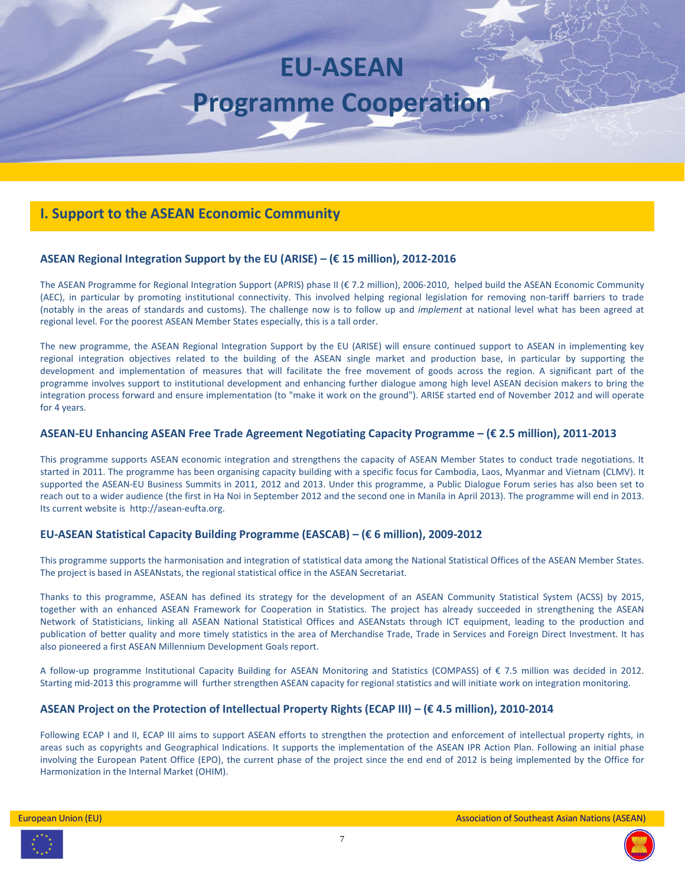# EU-ASEAN Programme Cooperation

## I. Support to the ASEAN Economic Community

### ASEAN Regional Integration Support by the EU (ARISE) – (€ 15 million), 2012-2016

The ASEAN Programme for Regional Integration Support (APRIS) phase II (€ 7.2 million), 2006-2010, helped build the ASEAN Economic Community (AEC), in particular by promoting institutional connectivity. This involved helping regional legislation for removing non-tariff barriers to trade (notably in the areas of standards and customs). The challenge now is to follow up and *implement* at national level what has been agreed at regional level. For the poorest ASEAN Member States especially, this is a tall order.

The new programme, the ASEAN Regional Integration Support by the EU (ARISE) will ensure continued support to ASEAN in implementing key regional integration objectives related to the building of the ASEAN single market and production base, in particular by supporting the development and implementation of measures that will facilitate the free movement of goods across the region. A significant part of the programme involves support to institutional development and enhancing further dialogue among high level ASEAN decision makers to bring the integration process forward and ensure implementation (to "make it work on the ground"). ARISE started end of November 2012 and will operate for 4 years.

### ASEAN-EU Enhancing ASEAN Free Trade Agreement Negotiating Capacity Programme – (€ 2.5 million), 2011-2013

This programme supports ASEAN economic integration and strengthens the capacity of ASEAN Member States to conduct trade negotiations. It started in 2011. The programme has been organising capacity building with a specific focus for Cambodia, Laos, Myanmar and Vietnam (CLMV). It supported the ASEAN-EU Business Summits in 2011, 2012 and 2013. Under this programme, a Public Dialogue Forum series has also been set to reach out to a wider audience (the first in Ha Noi in September 2012 and the second one in Manila in April 2013). The programme will end in 2013. Its current website is http://asean-eufta.org.

### EU-ASEAN Statistical Capacity Building Programme (EASCAB) – (€ 6 million), 2009-2012

This programme supports the harmonisation and integration of statistical data among the National Statistical Offices of the ASEAN Member States. The project is based in ASEANstats, the regional statistical office in the ASEAN Secretariat.

Thanks to this programme, ASEAN has defined its strategy for the development of an ASEAN Community Statistical System (ACSS) by 2015, together with an enhanced ASEAN Framework for Cooperation in Statistics. The project has already succeeded in strengthening the ASEAN Network of Statisticians, linking all ASEAN National Statistical Offices and ASEANstats through ICT equipment, leading to the production and publication of better quality and more timely statistics in the area of Merchandise Trade, Trade in Services and Foreign Direct Investment. It has also pioneered a first ASEAN Millennium Development Goals report.

A follow-up programme Institutional Capacity Building for ASEAN Monitoring and Statistics (COMPASS) of € 7.5 million was decided in 2012. Starting mid-2013 this programme will further strengthen ASEAN capacity for regional statistics and will initiate work on integration monitoring.

### ASEAN Project on the Protection of Intellectual Property Rights (ECAP III) – (€ 4.5 million), 2010-2014

Following ECAP I and II, ECAP III aims to support ASEAN efforts to strengthen the protection and enforcement of intellectual property rights, in areas such as copyrights and Geographical Indications. It supports the implementation of the ASEAN IPR Action Plan. Following an initial phase involving the European Patent Office (EPO), the current phase of the project since the end end of 2012 is being implemented by the Office for Harmonization in the Internal Market (OHIM).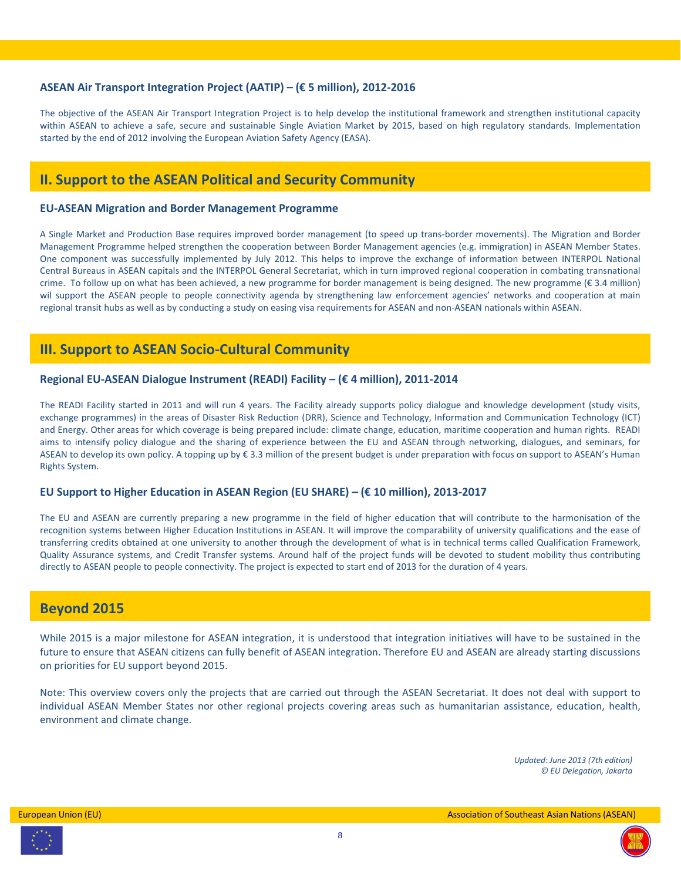### ASEAN Air Transport Integration Project (AATIP) – (€ 5 million), 2012-2016

The objective of the ASEAN Air Transport Integration Project is to help develop the institutional framework and strengthen institutional capacity within ASEAN to achieve a safe, secure and sustainable Single Aviation Market by 2015, based on high regulatory standards. Implementation started by the end of 2012 involving the European Aviation Safety Agency (EASA).

## II. Support to the ASEAN Political and Security Community

### EU-ASEAN Migration and Border Management Programme

A Single Market and Production Base requires improved border management (to speed up trans-border movements). The Migration and Border Management Programme helped strengthen the cooperation between Border Management agencies (e.g. immigration) in ASEAN Member States. One component was successfully implemented by July 2012. This helps to improve the exchange of information between INTERPOL National Central Bureaus in ASEAN capitals and the INTERPOL General Secretariat, which in turn improved regional cooperation in combating transnational crime. To follow up on what has been achieved, a new programme for border management is being designed. The new programme (€ 3.4 million) wil support the ASEAN people to people connectivity agenda by strengthening law enforcement agencies' networks and cooperation at main regional transit hubs as well as by conducting a study on easing visa requirements for ASEAN and non-ASEAN nationals within ASEAN.

## III. Support to ASEAN Socio-Cultural Community

### Regional EU-ASEAN Dialogue Instrument (READI) Facility – (€ 4 million), 2011-2014

The READI Facility started in 2011 and will run 4 years. The Facility already supports policy dialogue and knowledge development (study visits, exchange programmes) in the areas of Disaster Risk Reduction (DRR), Science and Technology, Information and Communication Technology (ICT) and Energy. Other areas for which coverage is being prepared include: climate change, education, maritime cooperation and human rights. READI aims to intensify policy dialogue and the sharing of experience between the EU and ASEAN through networking, dialogues, and seminars, for ASEAN to develop its own policy. A topping up by € 3.3 million of the present budget is under preparation with focus on support to ASEAN's Human Rights System.

### EU Support to Higher Education in ASEAN Region (EU SHARE) – (€ 10 million), 2013-2017

The EU and ASEAN are currently preparing a new programme in the field of higher education that will contribute to the harmonisation of the recognition systems between Higher Education Institutions in ASEAN. It will improve the comparability of university qualifications and the ease of transferring credits obtained at one university to another through the development of what is in technical terms called Qualification Framework, Quality Assurance systems, and Credit Transfer systems. Around half of the project funds will be devoted to student mobility thus contributing directly to ASEAN people to people connectivity. The project is expected to start end of 2013 for the duration of 4 years.

## Beyond 2015

While 2015 is a major milestone for ASEAN integration, it is understood that integration initiatives will have to be sustained in the future to ensure that ASEAN citizens can fully benefit of ASEAN integration. Therefore EU and ASEAN are already starting discussions on priorities for EU support beyond 2015.

Note: This overview covers only the projects that are carried out through the ASEAN Secretariat. It does not deal with support to individual ASEAN Member States nor other regional projects covering areas such as humanitarian assistance, education, health, environment and climate change.

*Updated: June 2013 (7th edition)*
*© EU Delegation, Jakarta*